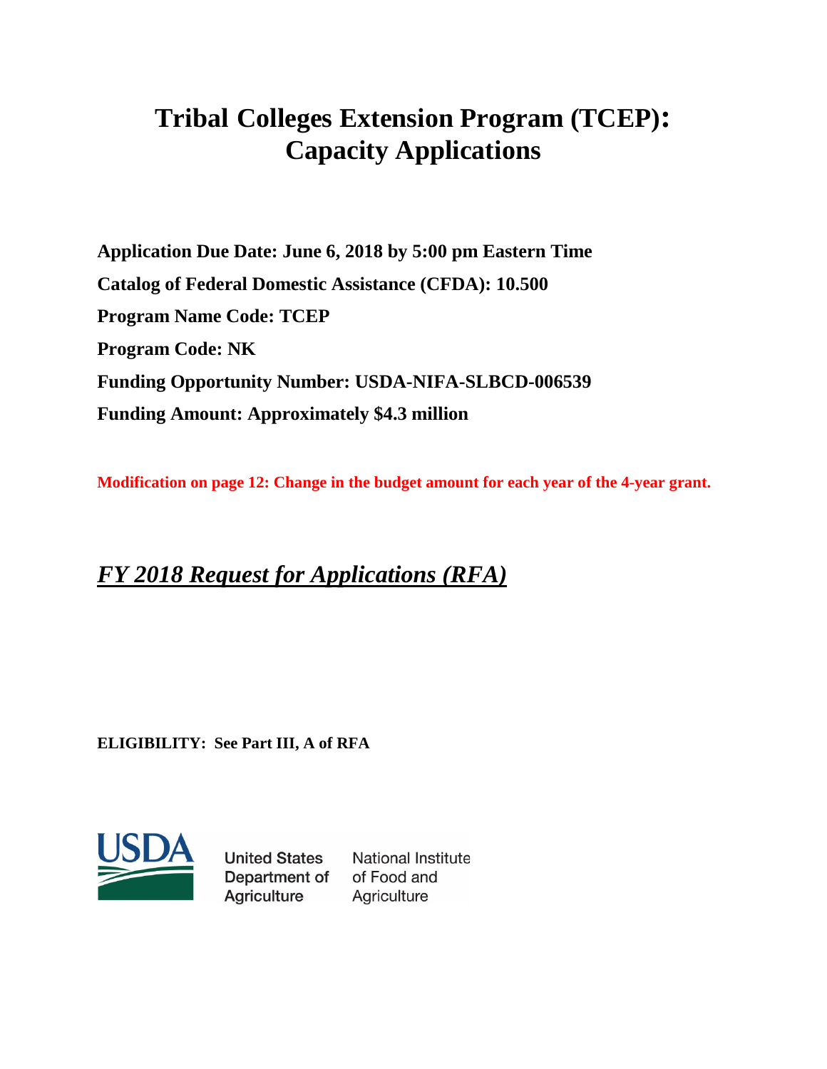# Tribal Colleges Extension Program (TCEP): Capacity Applications

**Application Due Date: June 6, 2018 by 5:00 pm Eastern Time**

**Catalog of Federal Domestic Assistance (CFDA): 10.500**

**Program Name Code: TCEP**

**Program Code: NK**

**Funding Opportunity Number: USDA-NIFA-SLBCD-006539**

**Funding Amount: Approximately $4.3 million**

**Modification on page 12: Change in the budget amount for each year of the 4-year grant.**

## *FY 2018 Request for Applications (RFA)*

**ELIGIBILITY: See Part III, A of RFA**

USDA United States Department of Agriculture National Institute of Food and Agriculture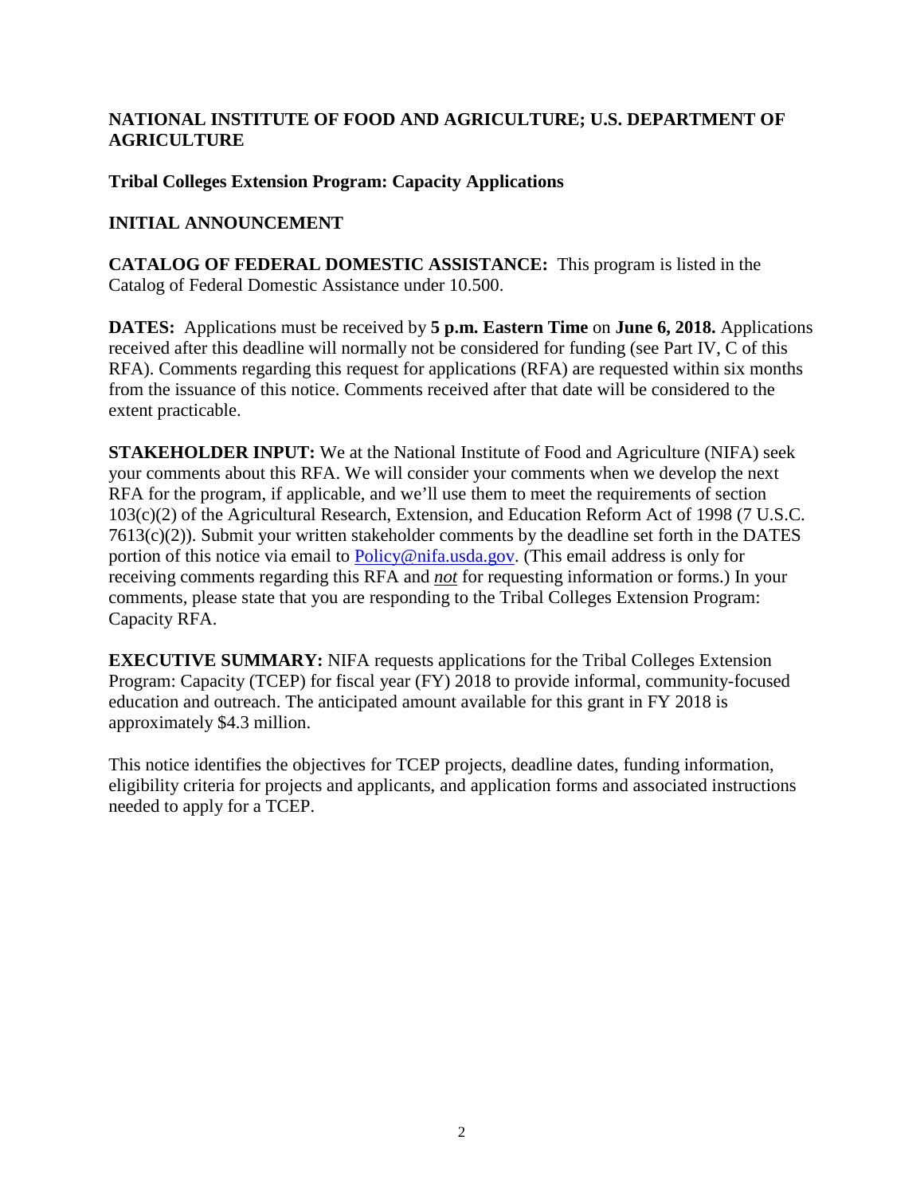**NATIONAL INSTITUTE OF FOOD AND AGRICULTURE; U.S. DEPARTMENT OF AGRICULTURE**

**Tribal Colleges Extension Program: Capacity Applications**

**INITIAL ANNOUNCEMENT**

**CATALOG OF FEDERAL DOMESTIC ASSISTANCE:** This program is listed in the Catalog of Federal Domestic Assistance under 10.500.

**DATES:** Applications must be received by **5 p.m. Eastern Time** on **June 6, 2018.** Applications received after this deadline will normally not be considered for funding (see Part IV, C of this RFA). Comments regarding this request for applications (RFA) are requested within six months from the issuance of this notice. Comments received after that date will be considered to the extent practicable.

**STAKEHOLDER INPUT:** We at the National Institute of Food and Agriculture (NIFA) seek your comments about this RFA. We will consider your comments when we develop the next RFA for the program, if applicable, and we'll use them to meet the requirements of section 103(c)(2) of the Agricultural Research, Extension, and Education Reform Act of 1998 (7 U.S.C. 7613(c)(2)). Submit your written stakeholder comments by the deadline set forth in the DATES portion of this notice via email to Policy@nifa.usda.gov. (This email address is only for receiving comments regarding this RFA and ***not*** for requesting information or forms.) In your comments, please state that you are responding to the Tribal Colleges Extension Program: Capacity RFA.

**EXECUTIVE SUMMARY:** NIFA requests applications for the Tribal Colleges Extension Program: Capacity (TCEP) for fiscal year (FY) 2018 to provide informal, community-focused education and outreach. The anticipated amount available for this grant in FY 2018 is approximately $4.3 million.

This notice identifies the objectives for TCEP projects, deadline dates, funding information, eligibility criteria for projects and applicants, and application forms and associated instructions needed to apply for a TCEP.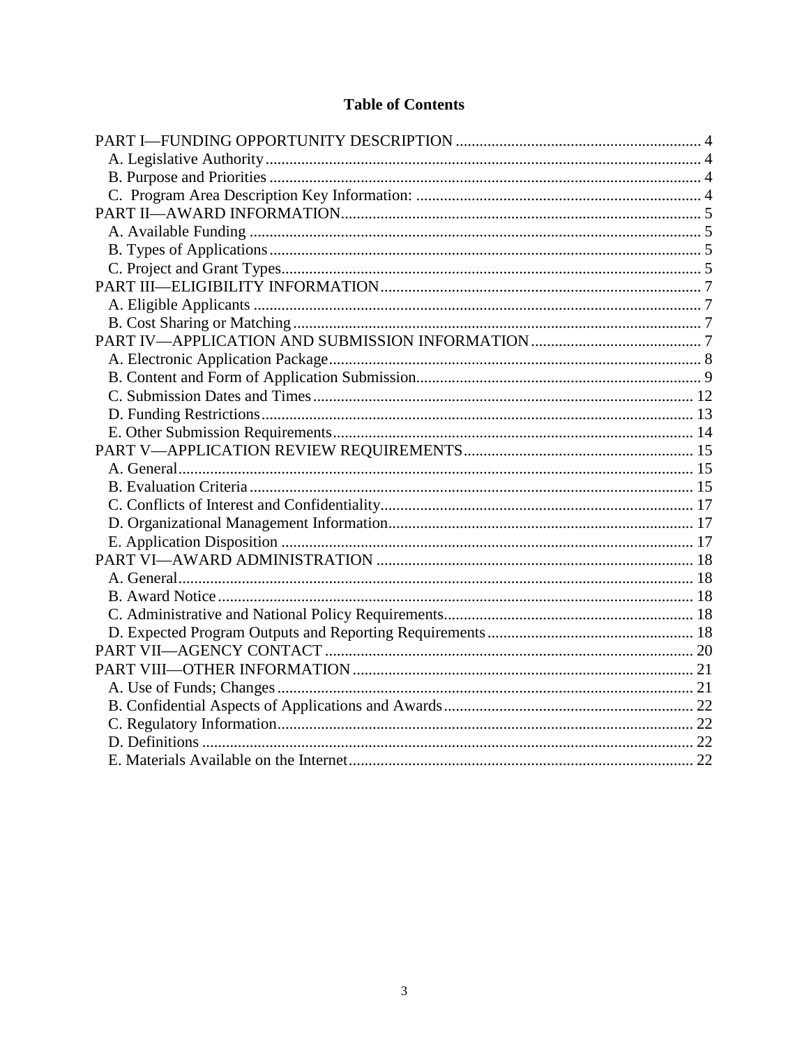# Table of Contents

PART I—FUNDING OPPORTUNITY DESCRIPTION ............................................................. 4
- A. Legislative Authority ............................................................................................................. 4
- B. Purpose and Priorities ........................................................................................................... 4
- C. Program Area Description Key Information: ....................................................................... 4

PART II—AWARD INFORMATION ........................................................................................... 5
- A. Available Funding ................................................................................................................. 5
- B. Types of Applications ............................................................................................................ 5
- C. Project and Grant Types ......................................................................................................... 5

PART III—ELIGIBILITY INFORMATION ................................................................................. 7
- A. Eligible Applicants ................................................................................................................ 7
- B. Cost Sharing or Matching ...................................................................................................... 7

PART IV—APPLICATION AND SUBMISSION INFORMATION ........................................... 7
- A. Electronic Application Package ............................................................................................. 8
- B. Content and Form of Application Submission ....................................................................... 9
- C. Submission Dates and Times ................................................................................................ 12
- D. Funding Restrictions ............................................................................................................. 13
- E. Other Submission Requirements ........................................................................................... 14

PART V—APPLICATION REVIEW REQUIREMENTS .......................................................... 15
- A. General ................................................................................................................................. 15
- B. Evaluation Criteria ................................................................................................................ 15
- C. Conflicts of Interest and Confidentiality ............................................................................... 17
- D. Organizational Management Information ............................................................................ 17
- E. Application Disposition ........................................................................................................ 17

PART VI—AWARD ADMINISTRATION ................................................................................ 18
- A. General ................................................................................................................................. 18
- B. Award Notice ....................................................................................................................... 18
- C. Administrative and National Policy Requirements ............................................................... 18
- D. Expected Program Outputs and Reporting Requirements .................................................... 18

PART VII—AGENCY CONTACT ............................................................................................. 20

PART VIII—OTHER INFORMATION ...................................................................................... 21
- A. Use of Funds; Changes ......................................................................................................... 21
- B. Confidential Aspects of Applications and Awards ............................................................... 22
- C. Regulatory Information ......................................................................................................... 22
- D. Definitions ........................................................................................................................... 22
- E. Materials Available on the Internet ....................................................................................... 22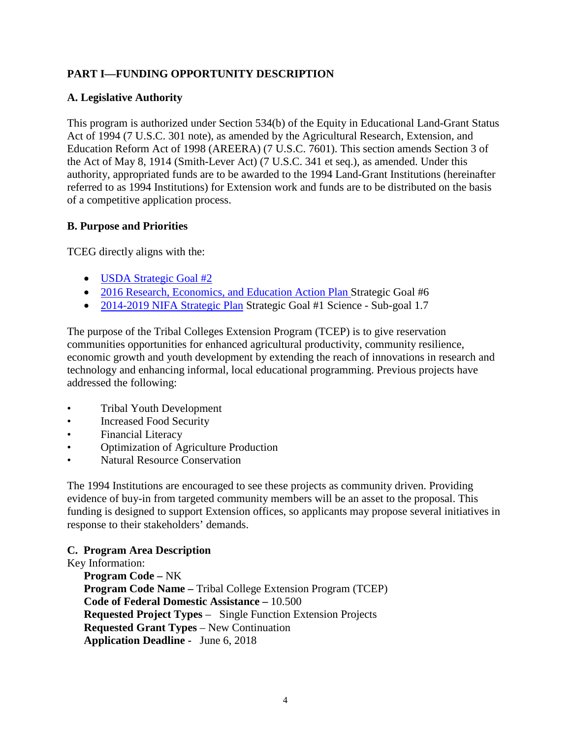## PART I—FUNDING OPPORTUNITY DESCRIPTION

### A. Legislative Authority

This program is authorized under Section 534(b) of the Equity in Educational Land-Grant Status Act of 1994 (7 U.S.C. 301 note), as amended by the Agricultural Research, Extension, and Education Reform Act of 1998 (AREERA) (7 U.S.C. 7601). This section amends Section 3 of the Act of May 8, 1914 (Smith-Lever Act) (7 U.S.C. 341 et seq.), as amended. Under this authority, appropriated funds are to be awarded to the 1994 Land-Grant Institutions (hereinafter referred to as 1994 Institutions) for Extension work and funds are to be distributed on the basis of a competitive application process.

### B. Purpose and Priorities

TCEG directly aligns with the:

- USDA Strategic Goal #2
- 2016 Research, Economics, and Education Action Plan Strategic Goal #6
- 2014-2019 NIFA Strategic Plan Strategic Goal #1 Science - Sub-goal 1.7

The purpose of the Tribal Colleges Extension Program (TCEP) is to give reservation communities opportunities for enhanced agricultural productivity, community resilience, economic growth and youth development by extending the reach of innovations in research and technology and enhancing informal, local educational programming. Previous projects have addressed the following:

- Tribal Youth Development
- Increased Food Security
- Financial Literacy
- Optimization of Agriculture Production
- Natural Resource Conservation

The 1994 Institutions are encouraged to see these projects as community driven. Providing evidence of buy-in from targeted community members will be an asset to the proposal. This funding is designed to support Extension offices, so applicants may propose several initiatives in response to their stakeholders' demands.

### C. Program Area Description

Key Information:

**Program Code –** NK
**Program Code Name –** Tribal College Extension Program (TCEP)
**Code of Federal Domestic Assistance –** 10.500
**Requested Project Types** – Single Function Extension Projects
**Requested Grant Types** – New Continuation
**Application Deadline -** June 6, 2018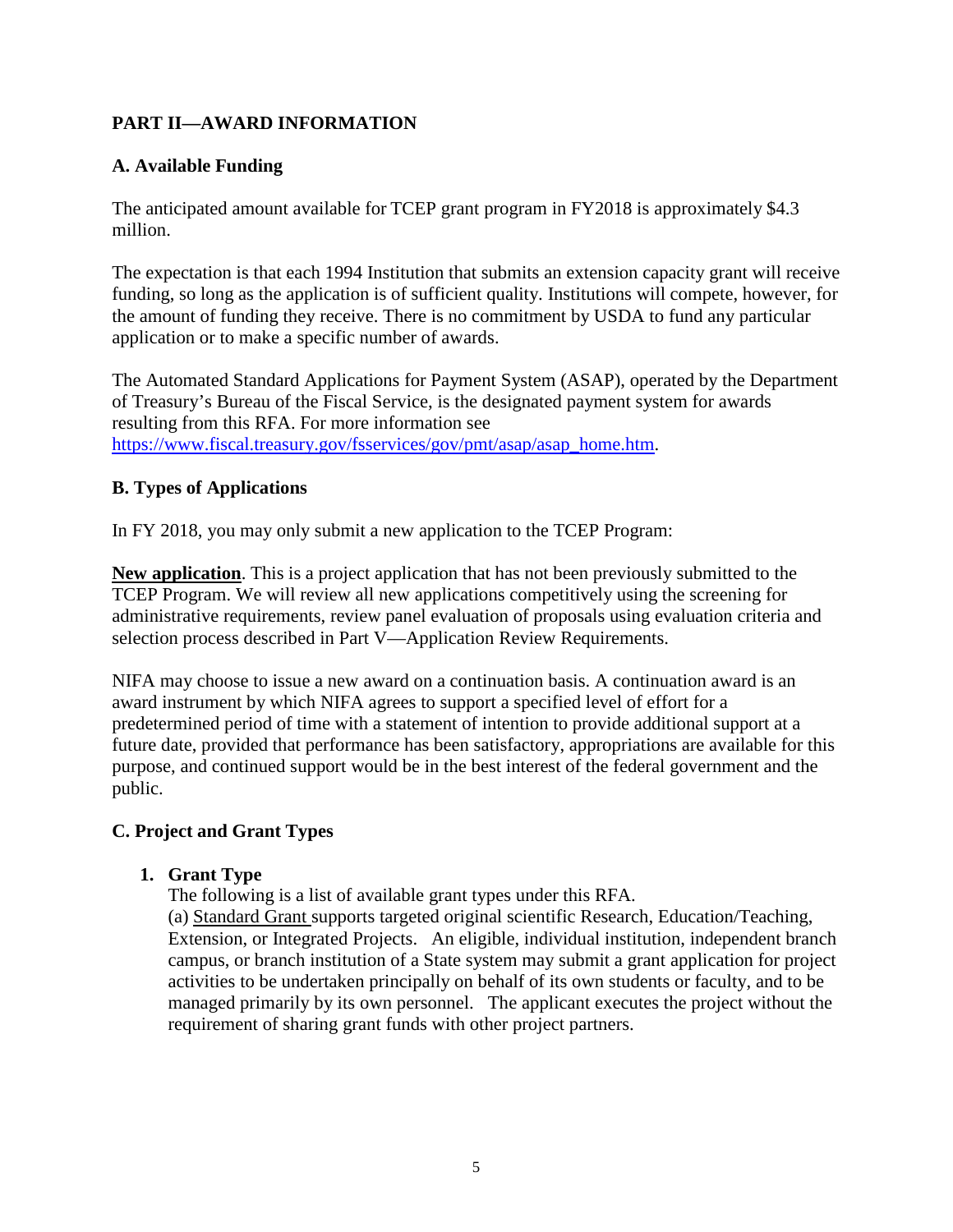## PART II—AWARD INFORMATION

### A. Available Funding

The anticipated amount available for TCEP grant program in FY2018 is approximately $4.3 million.

The expectation is that each 1994 Institution that submits an extension capacity grant will receive funding, so long as the application is of sufficient quality. Institutions will compete, however, for the amount of funding they receive. There is no commitment by USDA to fund any particular application or to make a specific number of awards.

The Automated Standard Applications for Payment System (ASAP), operated by the Department of Treasury's Bureau of the Fiscal Service, is the designated payment system for awards resulting from this RFA. For more information see https://www.fiscal.treasury.gov/fsservices/gov/pmt/asap/asap_home.htm.

### B. Types of Applications

In FY 2018, you may only submit a new application to the TCEP Program:

**New application**. This is a project application that has not been previously submitted to the TCEP Program. We will review all new applications competitively using the screening for administrative requirements, review panel evaluation of proposals using evaluation criteria and selection process described in Part V—Application Review Requirements.

NIFA may choose to issue a new award on a continuation basis. A continuation award is an award instrument by which NIFA agrees to support a specified level of effort for a predetermined period of time with a statement of intention to provide additional support at a future date, provided that performance has been satisfactory, appropriations are available for this purpose, and continued support would be in the best interest of the federal government and the public.

### C. Project and Grant Types

1. **Grant Type**
   The following is a list of available grant types under this RFA.
   (a) Standard Grant supports targeted original scientific Research, Education/Teaching, Extension, or Integrated Projects. An eligible, individual institution, independent branch campus, or branch institution of a State system may submit a grant application for project activities to be undertaken principally on behalf of its own students or faculty, and to be managed primarily by its own personnel. The applicant executes the project without the requirement of sharing grant funds with other project partners.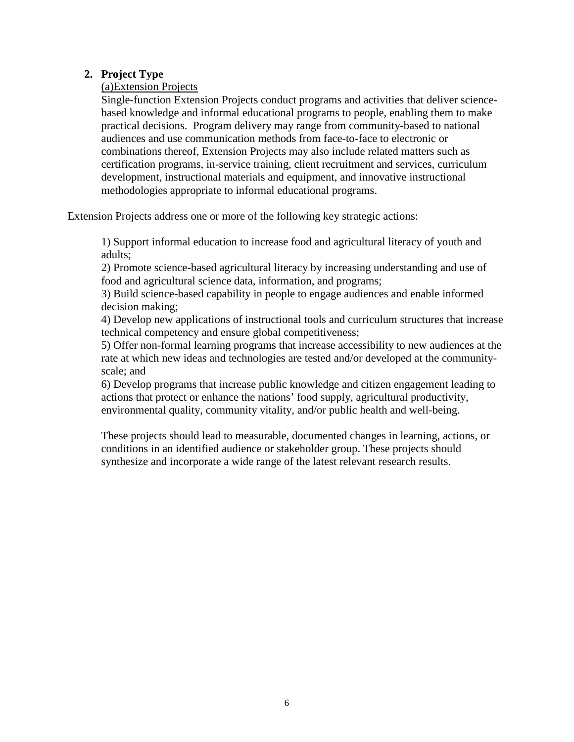## 2. Project Type

(a)Extension Projects

Single-function Extension Projects conduct programs and activities that deliver science-based knowledge and informal educational programs to people, enabling them to make practical decisions. Program delivery may range from community-based to national audiences and use communication methods from face-to-face to electronic or combinations thereof, Extension Projects may also include related matters such as certification programs, in-service training, client recruitment and services, curriculum development, instructional materials and equipment, and innovative instructional methodologies appropriate to informal educational programs.

Extension Projects address one or more of the following key strategic actions:

1) Support informal education to increase food and agricultural literacy of youth and adults;
2) Promote science-based agricultural literacy by increasing understanding and use of food and agricultural science data, information, and programs;
3) Build science-based capability in people to engage audiences and enable informed decision making;
4) Develop new applications of instructional tools and curriculum structures that increase technical competency and ensure global competitiveness;
5) Offer non-formal learning programs that increase accessibility to new audiences at the rate at which new ideas and technologies are tested and/or developed at the community-scale; and
6) Develop programs that increase public knowledge and citizen engagement leading to actions that protect or enhance the nations' food supply, agricultural productivity, environmental quality, community vitality, and/or public health and well-being.

These projects should lead to measurable, documented changes in learning, actions, or conditions in an identified audience or stakeholder group. These projects should synthesize and incorporate a wide range of the latest relevant research results.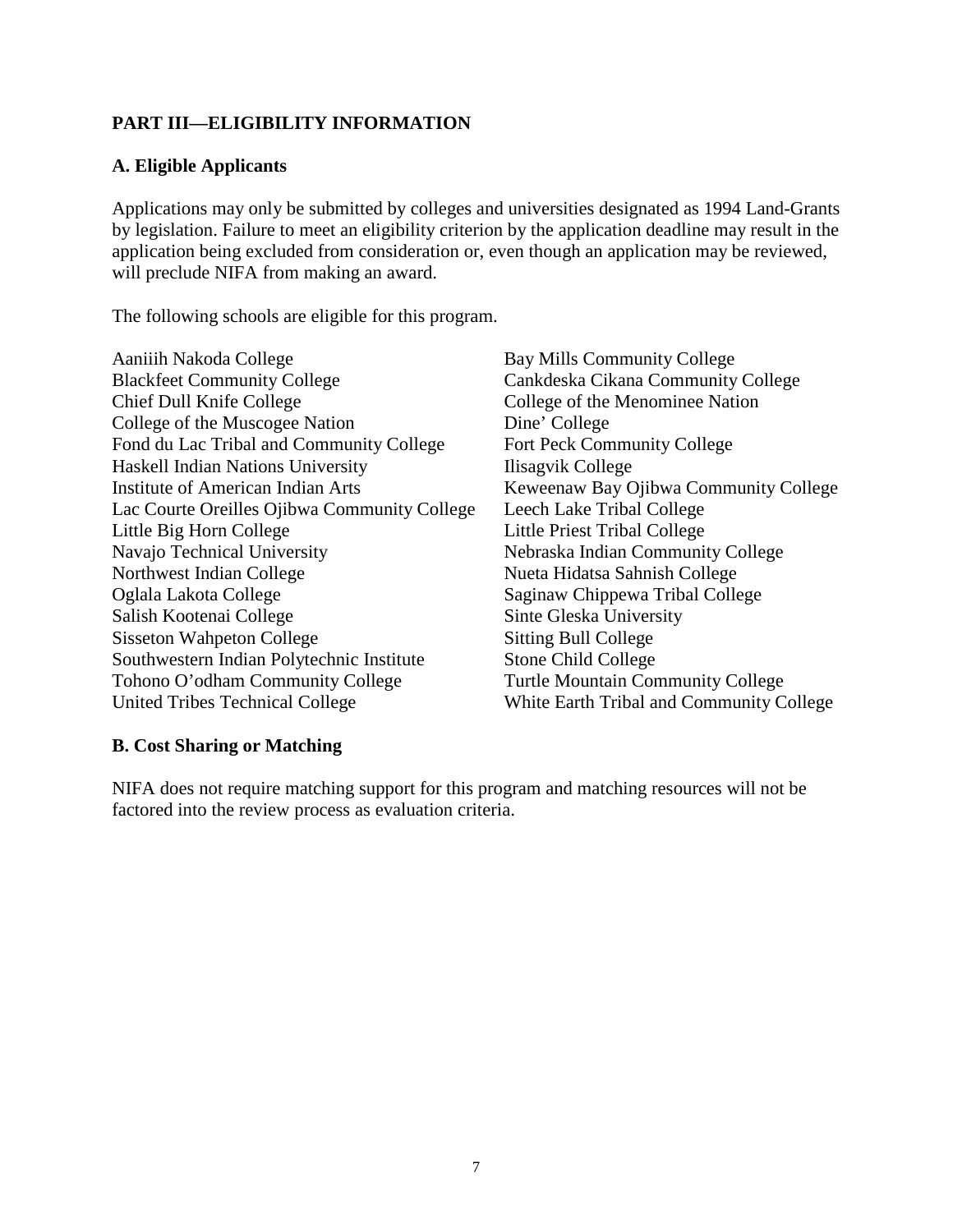## PART III—ELIGIBILITY INFORMATION

### A. Eligible Applicants

Applications may only be submitted by colleges and universities designated as 1994 Land-Grants by legislation. Failure to meet an eligibility criterion by the application deadline may result in the application being excluded from consideration or, even though an application may be reviewed, will preclude NIFA from making an award.

The following schools are eligible for this program.

- Aaniiih Nakoda College
- Blackfeet Community College
- Chief Dull Knife College
- College of the Muscogee Nation
- Fond du Lac Tribal and Community College
- Haskell Indian Nations University
- Institute of American Indian Arts
- Lac Courte Oreilles Ojibwa Community College
- Little Big Horn College
- Navajo Technical University
- Northwest Indian College
- Oglala Lakota College
- Salish Kootenai College
- Sisseton Wahpeton College
- Southwestern Indian Polytechnic Institute
- Tohono O'odham Community College
- United Tribes Technical College
- Bay Mills Community College
- Cankdeska Cikana Community College
- College of the Menominee Nation
- Dine' College
- Fort Peck Community College
- Ilisagvik College
- Keweenaw Bay Ojibwa Community College
- Leech Lake Tribal College
- Little Priest Tribal College
- Nebraska Indian Community College
- Nueta Hidatsa Sahnish College
- Saginaw Chippewa Tribal College
- Sinte Gleska University
- Sitting Bull College
- Stone Child College
- Turtle Mountain Community College
- White Earth Tribal and Community College

### B. Cost Sharing or Matching

NIFA does not require matching support for this program and matching resources will not be factored into the review process as evaluation criteria.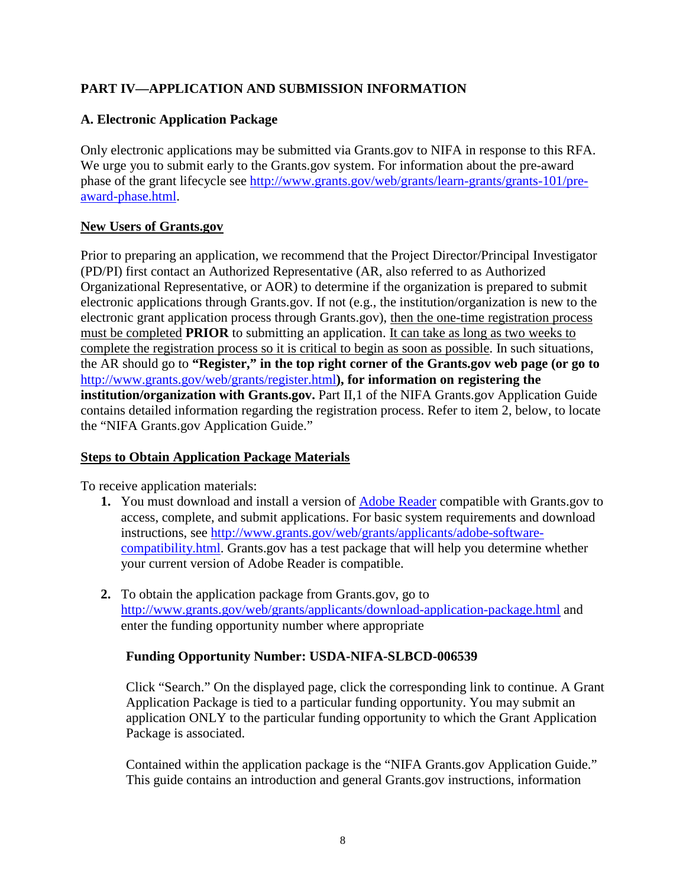## PART IV—APPLICATION AND SUBMISSION INFORMATION

### A. Electronic Application Package

Only electronic applications may be submitted via Grants.gov to NIFA in response to this RFA. We urge you to submit early to the Grants.gov system. For information about the pre-award phase of the grant lifecycle see [http://www.grants.gov/web/grants/learn-grants/grants-101/pre-award-phase.html](http://www.grants.gov/web/grants/learn-grants/grants-101/pre-award-phase.html).

**New Users of Grants.gov**

Prior to preparing an application, we recommend that the Project Director/Principal Investigator (PD/PI) first contact an Authorized Representative (AR, also referred to as Authorized Organizational Representative, or AOR) to determine if the organization is prepared to submit electronic applications through Grants.gov. If not (e.g., the institution/organization is new to the electronic grant application process through Grants.gov), then the one-time registration process must be completed **PRIOR** to submitting an application. It can take as long as two weeks to complete the registration process so it is critical to begin as soon as possible. In such situations, the AR should go to **"Register," in the top right corner of the Grants.gov web page (or go to [http://www.grants.gov/web/grants/register.html](http://www.grants.gov/web/grants/register.html)), for information on registering the institution/organization with Grants.gov.** Part II,1 of the NIFA Grants.gov Application Guide contains detailed information regarding the registration process. Refer to item 2, below, to locate the "NIFA Grants.gov Application Guide."

**Steps to Obtain Application Package Materials**

To receive application materials:

1. You must download and install a version of [Adobe Reader]() compatible with Grants.gov to access, complete, and submit applications. For basic system requirements and download instructions, see [http://www.grants.gov/web/grants/applicants/adobe-software-compatibility.html](http://www.grants.gov/web/grants/applicants/adobe-software-compatibility.html). Grants.gov has a test package that will help you determine whether your current version of Adobe Reader is compatible.

2. To obtain the application package from Grants.gov, go to [http://www.grants.gov/web/grants/applicants/download-application-package.html](http://www.grants.gov/web/grants/applicants/download-application-package.html) and enter the funding opportunity number where appropriate

   **Funding Opportunity Number: USDA-NIFA-SLBCD-006539**

   Click "Search." On the displayed page, click the corresponding link to continue. A Grant Application Package is tied to a particular funding opportunity. You may submit an application ONLY to the particular funding opportunity to which the Grant Application Package is associated.

   Contained within the application package is the "NIFA Grants.gov Application Guide." This guide contains an introduction and general Grants.gov instructions, information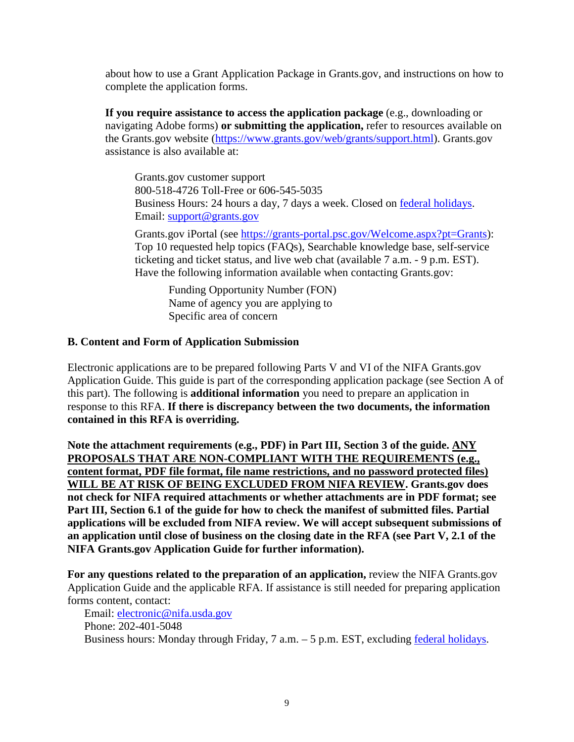about how to use a Grant Application Package in Grants.gov, and instructions on how to complete the application forms.

**If you require assistance to access the application package** (e.g., downloading or navigating Adobe forms) **or submitting the application,** refer to resources available on the Grants.gov website (https://www.grants.gov/web/grants/support.html). Grants.gov assistance is also available at:

Grants.gov customer support
800-518-4726 Toll-Free or 606-545-5035
Business Hours: 24 hours a day, 7 days a week. Closed on federal holidays.
Email: support@grants.gov

Grants.gov iPortal (see https://grants-portal.psc.gov/Welcome.aspx?pt=Grants): Top 10 requested help topics (FAQs), Searchable knowledge base, self-service ticketing and ticket status, and live web chat (available 7 a.m. - 9 p.m. EST). Have the following information available when contacting Grants.gov:

Funding Opportunity Number (FON)
Name of agency you are applying to
Specific area of concern

### B. Content and Form of Application Submission

Electronic applications are to be prepared following Parts V and VI of the NIFA Grants.gov Application Guide. This guide is part of the corresponding application package (see Section A of this part). The following is **additional information** you need to prepare an application in response to this RFA. **If there is discrepancy between the two documents, the information contained in this RFA is overriding.**

**Note the attachment requirements (e.g., PDF) in Part III, Section 3 of the guide. ANY PROPOSALS THAT ARE NON-COMPLIANT WITH THE REQUIREMENTS (e.g., content format, PDF file format, file name restrictions, and no password protected files) WILL BE AT RISK OF BEING EXCLUDED FROM NIFA REVIEW. Grants.gov does not check for NIFA required attachments or whether attachments are in PDF format; see Part III, Section 6.1 of the guide for how to check the manifest of submitted files. Partial applications will be excluded from NIFA review. We will accept subsequent submissions of an application until close of business on the closing date in the RFA (see Part V, 2.1 of the NIFA Grants.gov Application Guide for further information).**

**For any questions related to the preparation of an application,** review the NIFA Grants.gov Application Guide and the applicable RFA. If assistance is still needed for preparing application forms content, contact:

Email: electronic@nifa.usda.gov
Phone: 202-401-5048
Business hours: Monday through Friday, 7 a.m. – 5 p.m. EST, excluding federal holidays.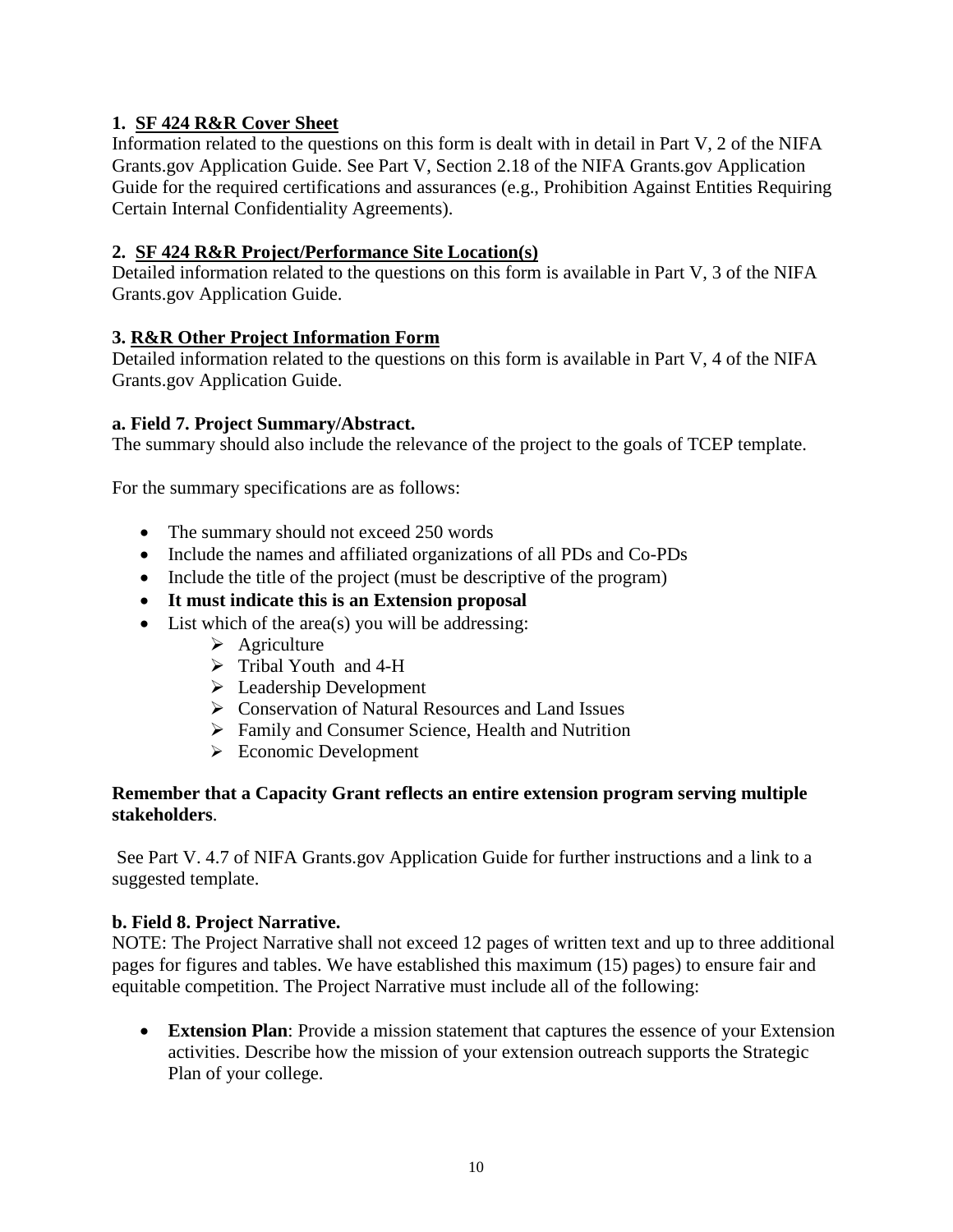**1. <u>SF 424 R&R Cover Sheet</u>**

Information related to the questions on this form is dealt with in detail in Part V, 2 of the NIFA Grants.gov Application Guide. See Part V, Section 2.18 of the NIFA Grants.gov Application Guide for the required certifications and assurances (e.g., Prohibition Against Entities Requiring Certain Internal Confidentiality Agreements).

**2. <u>SF 424 R&R Project/Performance Site Location(s)</u>**

Detailed information related to the questions on this form is available in Part V, 3 of the NIFA Grants.gov Application Guide.

**3. <u>R&R Other Project Information Form</u>**

Detailed information related to the questions on this form is available in Part V, 4 of the NIFA Grants.gov Application Guide.

**a. Field 7. Project Summary/Abstract.**

The summary should also include the relevance of the project to the goals of TCEP template.

For the summary specifications are as follows:

- The summary should not exceed 250 words
- Include the names and affiliated organizations of all PDs and Co-PDs
- Include the title of the project (must be descriptive of the program)
- **It must indicate this is an Extension proposal**
- List which of the area(s) you will be addressing:
  - Agriculture
  - Tribal Youth and 4-H
  - Leadership Development
  - Conservation of Natural Resources and Land Issues
  - Family and Consumer Science, Health and Nutrition
  - Economic Development

**Remember that a Capacity Grant reflects an entire extension program serving multiple stakeholders**.

See Part V. 4.7 of NIFA Grants.gov Application Guide for further instructions and a link to a suggested template.

**b. Field 8. Project Narrative.**

NOTE: The Project Narrative shall not exceed 12 pages of written text and up to three additional pages for figures and tables. We have established this maximum (15) pages) to ensure fair and equitable competition. The Project Narrative must include all of the following:

- **Extension Plan**: Provide a mission statement that captures the essence of your Extension activities. Describe how the mission of your extension outreach supports the Strategic Plan of your college.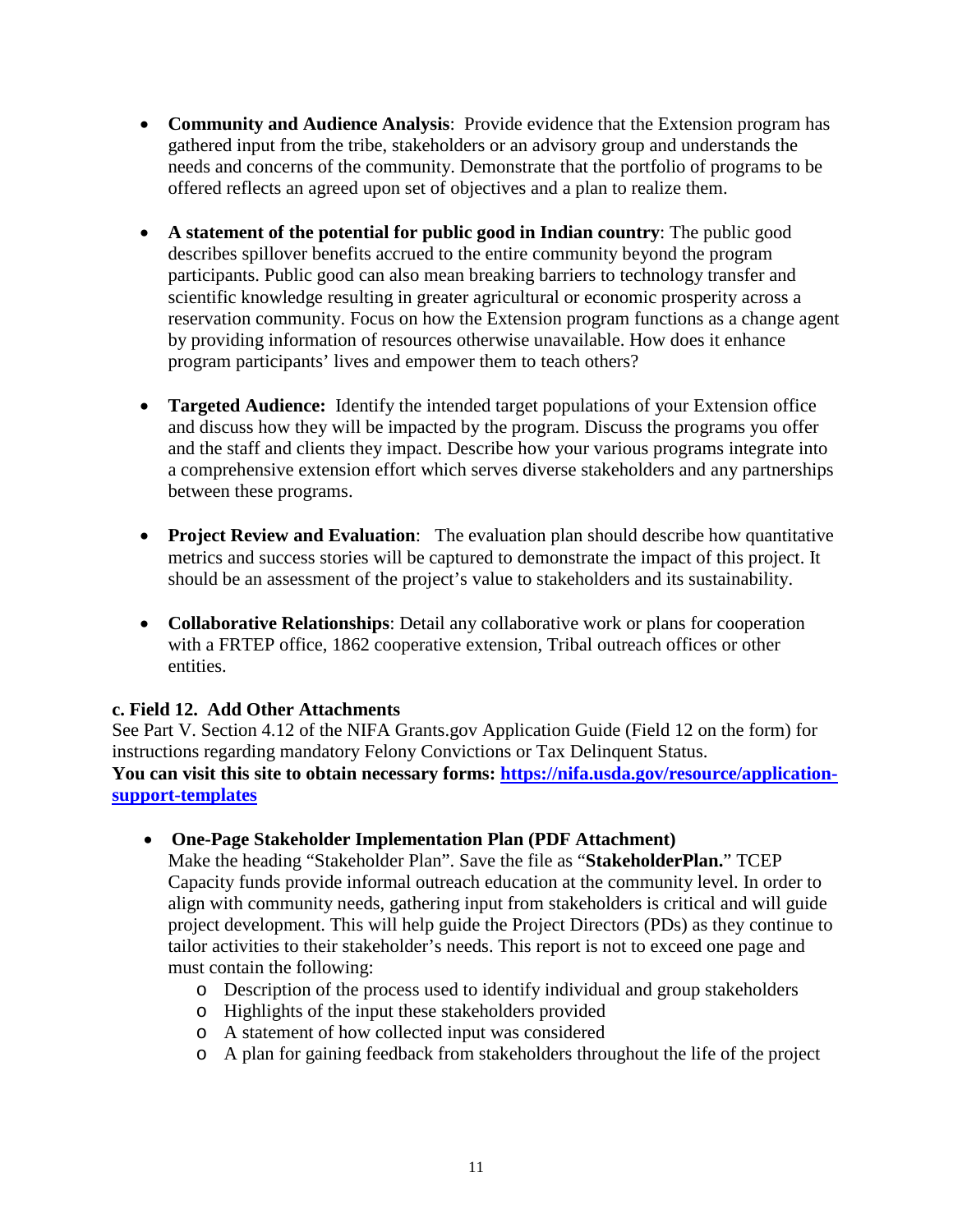- **Community and Audience Analysis**: Provide evidence that the Extension program has gathered input from the tribe, stakeholders or an advisory group and understands the needs and concerns of the community. Demonstrate that the portfolio of programs to be offered reflects an agreed upon set of objectives and a plan to realize them.

- **A statement of the potential for public good in Indian country**: The public good describes spillover benefits accrued to the entire community beyond the program participants. Public good can also mean breaking barriers to technology transfer and scientific knowledge resulting in greater agricultural or economic prosperity across a reservation community. Focus on how the Extension program functions as a change agent by providing information of resources otherwise unavailable. How does it enhance program participants' lives and empower them to teach others?

- **Targeted Audience:** Identify the intended target populations of your Extension office and discuss how they will be impacted by the program. Discuss the programs you offer and the staff and clients they impact. Describe how your various programs integrate into a comprehensive extension effort which serves diverse stakeholders and any partnerships between these programs.

- **Project Review and Evaluation**: The evaluation plan should describe how quantitative metrics and success stories will be captured to demonstrate the impact of this project. It should be an assessment of the project's value to stakeholders and its sustainability.

- **Collaborative Relationships**: Detail any collaborative work or plans for cooperation with a FRTEP office, 1862 cooperative extension, Tribal outreach offices or other entities.

**c. Field 12. Add Other Attachments**

See Part V. Section 4.12 of the NIFA Grants.gov Application Guide (Field 12 on the form) for instructions regarding mandatory Felony Convictions or Tax Delinquent Status.

**You can visit this site to obtain necessary forms: [https://nifa.usda.gov/resource/application-support-templates](https://nifa.usda.gov/resource/application-support-templates)**

- **One-Page Stakeholder Implementation Plan (PDF Attachment)**
  Make the heading "Stakeholder Plan". Save the file as "**StakeholderPlan.**" TCEP Capacity funds provide informal outreach education at the community level. In order to align with community needs, gathering input from stakeholders is critical and will guide project development. This will help guide the Project Directors (PDs) as they continue to tailor activities to their stakeholder's needs. This report is not to exceed one page and must contain the following:
  - Description of the process used to identify individual and group stakeholders
  - Highlights of the input these stakeholders provided
  - A statement of how collected input was considered
  - A plan for gaining feedback from stakeholders throughout the life of the project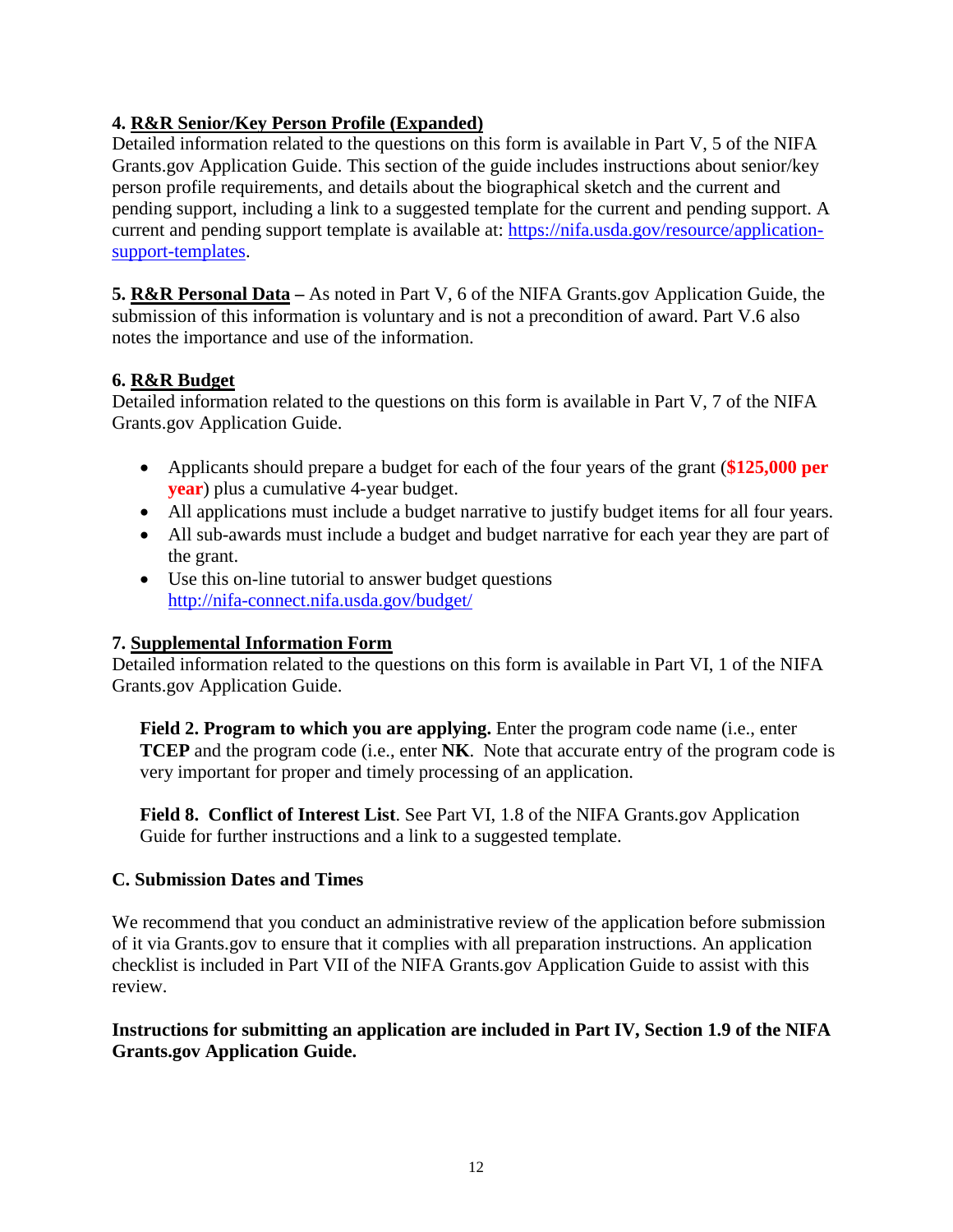**4. R&R Senior/Key Person Profile (Expanded)**
Detailed information related to the questions on this form is available in Part V, 5 of the NIFA Grants.gov Application Guide. This section of the guide includes instructions about senior/key person profile requirements, and details about the biographical sketch and the current and pending support, including a link to a suggested template for the current and pending support. A current and pending support template is available at: [https://nifa.usda.gov/resource/application-support-templates](https://nifa.usda.gov/resource/application-support-templates).

**5. R&R Personal Data –** As noted in Part V, 6 of the NIFA Grants.gov Application Guide, the submission of this information is voluntary and is not a precondition of award. Part V.6 also notes the importance and use of the information.

**6. R&R Budget**
Detailed information related to the questions on this form is available in Part V, 7 of the NIFA Grants.gov Application Guide.

- Applicants should prepare a budget for each of the four years of the grant (**$125,000 per year**) plus a cumulative 4-year budget.
- All applications must include a budget narrative to justify budget items for all four years.
- All sub-awards must include a budget and budget narrative for each year they are part of the grant.
- Use this on-line tutorial to answer budget questions [http://nifa-connect.nifa.usda.gov/budget/](http://nifa-connect.nifa.usda.gov/budget/)

**7. Supplemental Information Form**
Detailed information related to the questions on this form is available in Part VI, 1 of the NIFA Grants.gov Application Guide.

**Field 2. Program to which you are applying.** Enter the program code name (i.e., enter **TCEP** and the program code (i.e., enter **NK**. Note that accurate entry of the program code is very important for proper and timely processing of an application.

**Field 8. Conflict of Interest List**. See Part VI, 1.8 of the NIFA Grants.gov Application Guide for further instructions and a link to a suggested template.

### C. Submission Dates and Times

We recommend that you conduct an administrative review of the application before submission of it via Grants.gov to ensure that it complies with all preparation instructions. An application checklist is included in Part VII of the NIFA Grants.gov Application Guide to assist with this review.

**Instructions for submitting an application are included in Part IV, Section 1.9 of the NIFA Grants.gov Application Guide.**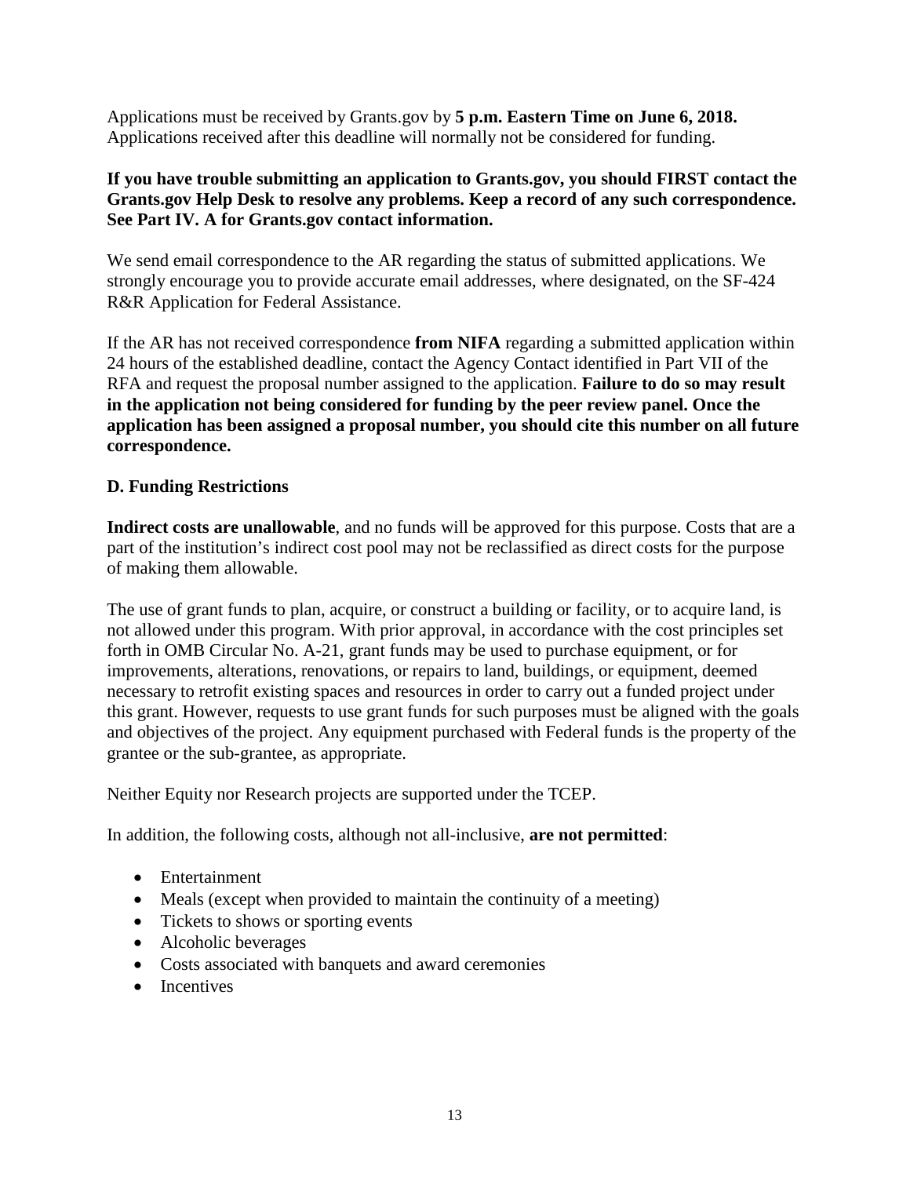Applications must be received by Grants.gov by **5 p.m. Eastern Time on June 6, 2018.** Applications received after this deadline will normally not be considered for funding.

**If you have trouble submitting an application to Grants.gov, you should FIRST contact the Grants.gov Help Desk to resolve any problems. Keep a record of any such correspondence. See Part IV. A for Grants.gov contact information.**

We send email correspondence to the AR regarding the status of submitted applications. We strongly encourage you to provide accurate email addresses, where designated, on the SF-424 R&R Application for Federal Assistance.

If the AR has not received correspondence **from NIFA** regarding a submitted application within 24 hours of the established deadline, contact the Agency Contact identified in Part VII of the RFA and request the proposal number assigned to the application. **Failure to do so may result in the application not being considered for funding by the peer review panel. Once the application has been assigned a proposal number, you should cite this number on all future correspondence.**

### D. Funding Restrictions

**Indirect costs are unallowable**, and no funds will be approved for this purpose. Costs that are a part of the institution's indirect cost pool may not be reclassified as direct costs for the purpose of making them allowable.

The use of grant funds to plan, acquire, or construct a building or facility, or to acquire land, is not allowed under this program. With prior approval, in accordance with the cost principles set forth in OMB Circular No. A-21, grant funds may be used to purchase equipment, or for improvements, alterations, renovations, or repairs to land, buildings, or equipment, deemed necessary to retrofit existing spaces and resources in order to carry out a funded project under this grant. However, requests to use grant funds for such purposes must be aligned with the goals and objectives of the project. Any equipment purchased with Federal funds is the property of the grantee or the sub-grantee, as appropriate.

Neither Equity nor Research projects are supported under the TCEP.

In addition, the following costs, although not all-inclusive, **are not permitted**:

- Entertainment
- Meals (except when provided to maintain the continuity of a meeting)
- Tickets to shows or sporting events
- Alcoholic beverages
- Costs associated with banquets and award ceremonies
- Incentives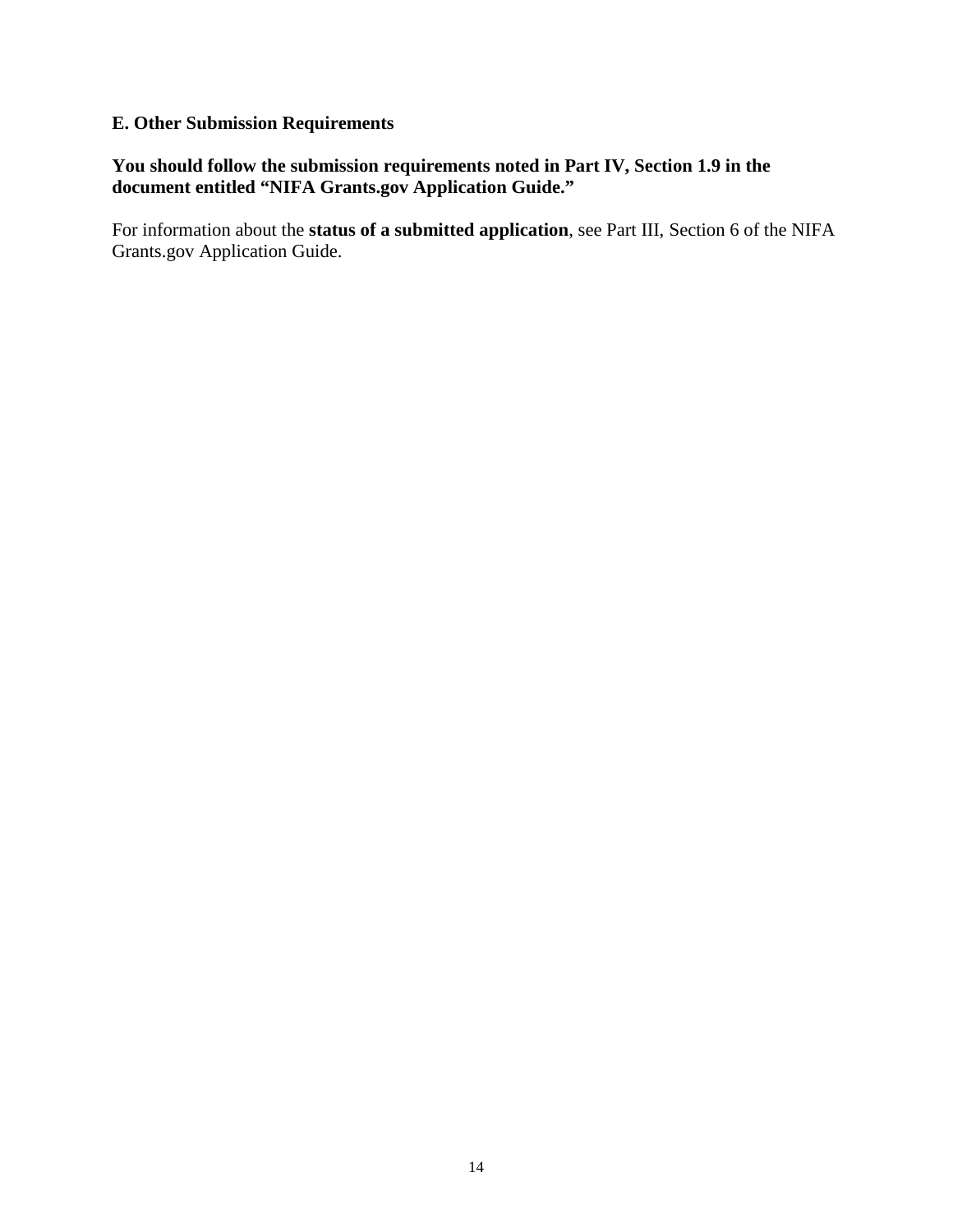### E. Other Submission Requirements

**You should follow the submission requirements noted in Part IV, Section 1.9 in the document entitled "NIFA Grants.gov Application Guide."**

For information about the **status of a submitted application**, see Part III, Section 6 of the NIFA Grants.gov Application Guide.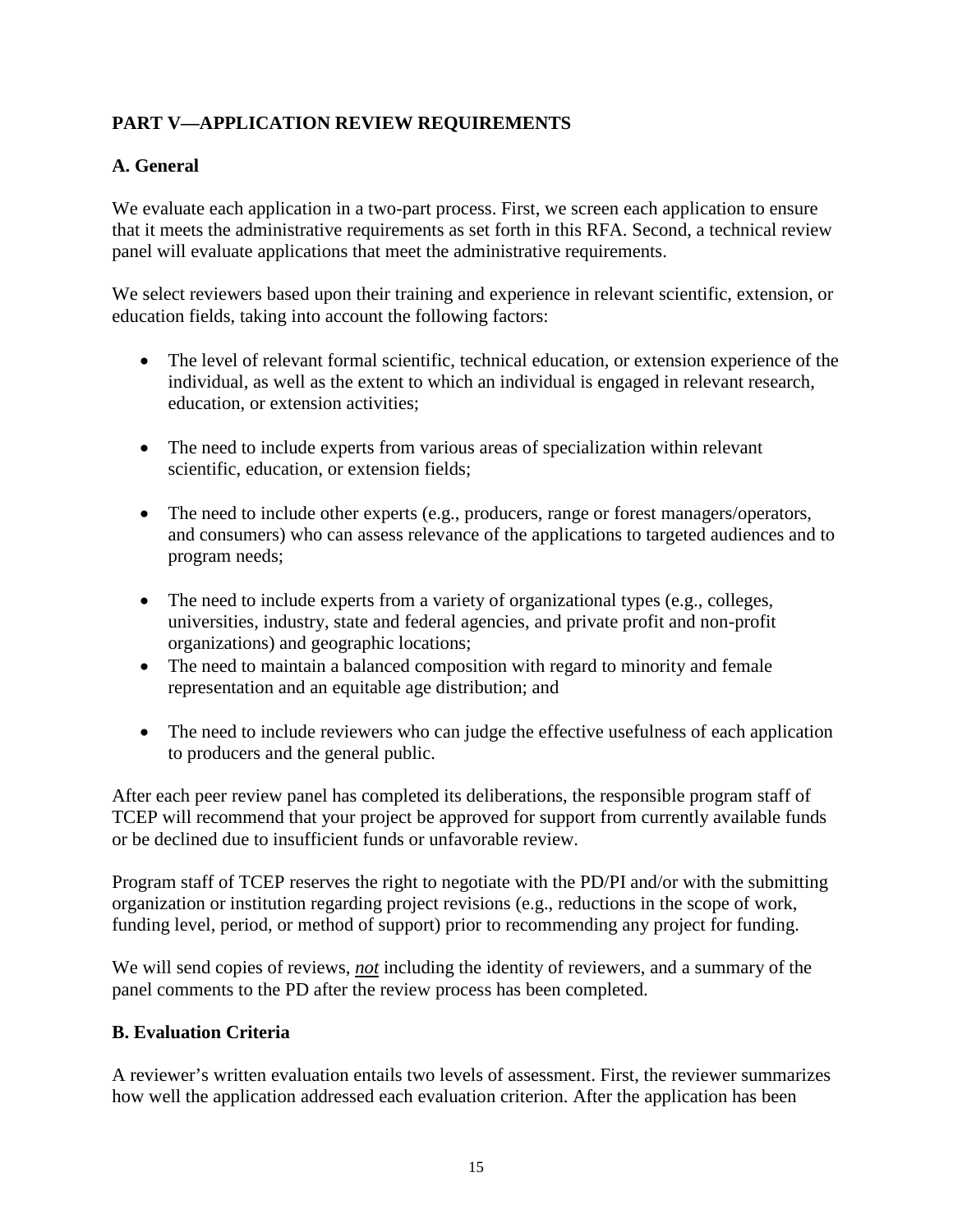## PART V—APPLICATION REVIEW REQUIREMENTS

### A. General

We evaluate each application in a two-part process. First, we screen each application to ensure that it meets the administrative requirements as set forth in this RFA. Second, a technical review panel will evaluate applications that meet the administrative requirements.

We select reviewers based upon their training and experience in relevant scientific, extension, or education fields, taking into account the following factors:

- The level of relevant formal scientific, technical education, or extension experience of the individual, as well as the extent to which an individual is engaged in relevant research, education, or extension activities;
- The need to include experts from various areas of specialization within relevant scientific, education, or extension fields;
- The need to include other experts (e.g., producers, range or forest managers/operators, and consumers) who can assess relevance of the applications to targeted audiences and to program needs;
- The need to include experts from a variety of organizational types (e.g., colleges, universities, industry, state and federal agencies, and private profit and non-profit organizations) and geographic locations;
- The need to maintain a balanced composition with regard to minority and female representation and an equitable age distribution; and
- The need to include reviewers who can judge the effective usefulness of each application to producers and the general public.

After each peer review panel has completed its deliberations, the responsible program staff of TCEP will recommend that your project be approved for support from currently available funds or be declined due to insufficient funds or unfavorable review.

Program staff of TCEP reserves the right to negotiate with the PD/PI and/or with the submitting organization or institution regarding project revisions (e.g., reductions in the scope of work, funding level, period, or method of support) prior to recommending any project for funding.

We will send copies of reviews, ***not*** including the identity of reviewers, and a summary of the panel comments to the PD after the review process has been completed.

### B. Evaluation Criteria

A reviewer's written evaluation entails two levels of assessment. First, the reviewer summarizes how well the application addressed each evaluation criterion. After the application has been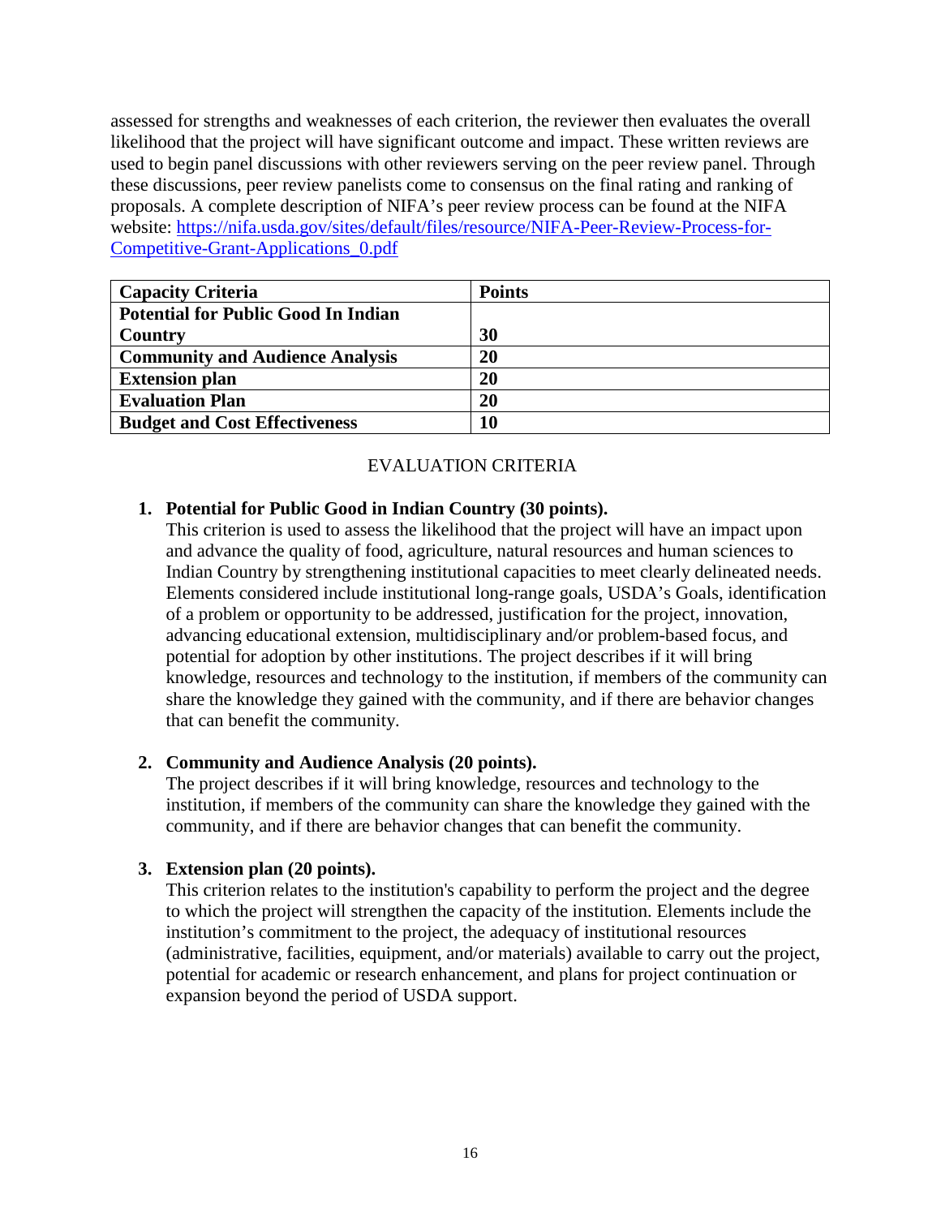assessed for strengths and weaknesses of each criterion, the reviewer then evaluates the overall likelihood that the project will have significant outcome and impact. These written reviews are used to begin panel discussions with other reviewers serving on the peer review panel. Through these discussions, peer review panelists come to consensus on the final rating and ranking of proposals. A complete description of NIFA's peer review process can be found at the NIFA website: [https://nifa.usda.gov/sites/default/files/resource/NIFA-Peer-Review-Process-for-Competitive-Grant-Applications_0.pdf](https://nifa.usda.gov/sites/default/files/resource/NIFA-Peer-Review-Process-for-Competitive-Grant-Applications_0.pdf)

| **Capacity Criteria** | **Points** |
|---|---|
| **Potential for Public Good In Indian Country** | **30** |
| **Community and Audience Analysis** | **20** |
| **Extension plan** | **20** |
| **Evaluation Plan** | **20** |
| **Budget and Cost Effectiveness** | **10** |

EVALUATION CRITERIA

1. **Potential for Public Good in Indian Country (30 points).**
   This criterion is used to assess the likelihood that the project will have an impact upon and advance the quality of food, agriculture, natural resources and human sciences to Indian Country by strengthening institutional capacities to meet clearly delineated needs. Elements considered include institutional long-range goals, USDA's Goals, identification of a problem or opportunity to be addressed, justification for the project, innovation, advancing educational extension, multidisciplinary and/or problem-based focus, and potential for adoption by other institutions. The project describes if it will bring knowledge, resources and technology to the institution, if members of the community can share the knowledge they gained with the community, and if there are behavior changes that can benefit the community.

2. **Community and Audience Analysis (20 points).**
   The project describes if it will bring knowledge, resources and technology to the institution, if members of the community can share the knowledge they gained with the community, and if there are behavior changes that can benefit the community.

3. **Extension plan (20 points).**
   This criterion relates to the institution's capability to perform the project and the degree to which the project will strengthen the capacity of the institution. Elements include the institution's commitment to the project, the adequacy of institutional resources (administrative, facilities, equipment, and/or materials) available to carry out the project, potential for academic or research enhancement, and plans for project continuation or expansion beyond the period of USDA support.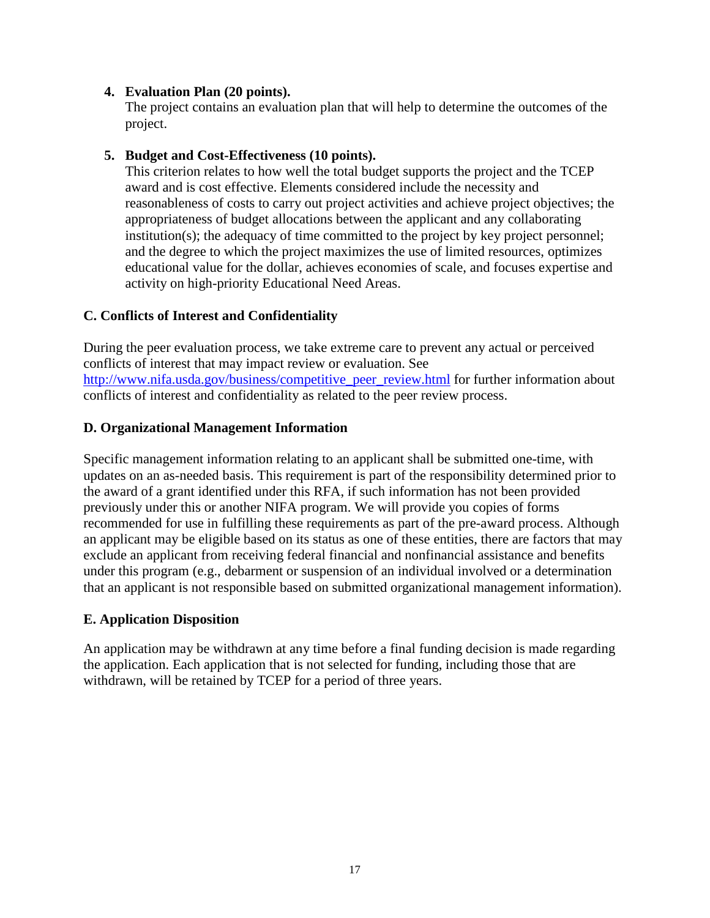4. **Evaluation Plan (20 points).**
   The project contains an evaluation plan that will help to determine the outcomes of the project.

5. **Budget and Cost-Effectiveness (10 points).**
   This criterion relates to how well the total budget supports the project and the TCEP award and is cost effective. Elements considered include the necessity and reasonableness of costs to carry out project activities and achieve project objectives; the appropriateness of budget allocations between the applicant and any collaborating institution(s); the adequacy of time committed to the project by key project personnel; and the degree to which the project maximizes the use of limited resources, optimizes educational value for the dollar, achieves economies of scale, and focuses expertise and activity on high-priority Educational Need Areas.

### C. Conflicts of Interest and Confidentiality

During the peer evaluation process, we take extreme care to prevent any actual or perceived conflicts of interest that may impact review or evaluation. See [http://www.nifa.usda.gov/business/competitive_peer_review.html](http://www.nifa.usda.gov/business/competitive_peer_review.html) for further information about conflicts of interest and confidentiality as related to the peer review process.

### D. Organizational Management Information

Specific management information relating to an applicant shall be submitted one-time, with updates on an as-needed basis. This requirement is part of the responsibility determined prior to the award of a grant identified under this RFA, if such information has not been provided previously under this or another NIFA program. We will provide you copies of forms recommended for use in fulfilling these requirements as part of the pre-award process. Although an applicant may be eligible based on its status as one of these entities, there are factors that may exclude an applicant from receiving federal financial and nonfinancial assistance and benefits under this program (e.g., debarment or suspension of an individual involved or a determination that an applicant is not responsible based on submitted organizational management information).

### E. Application Disposition

An application may be withdrawn at any time before a final funding decision is made regarding the application. Each application that is not selected for funding, including those that are withdrawn, will be retained by TCEP for a period of three years.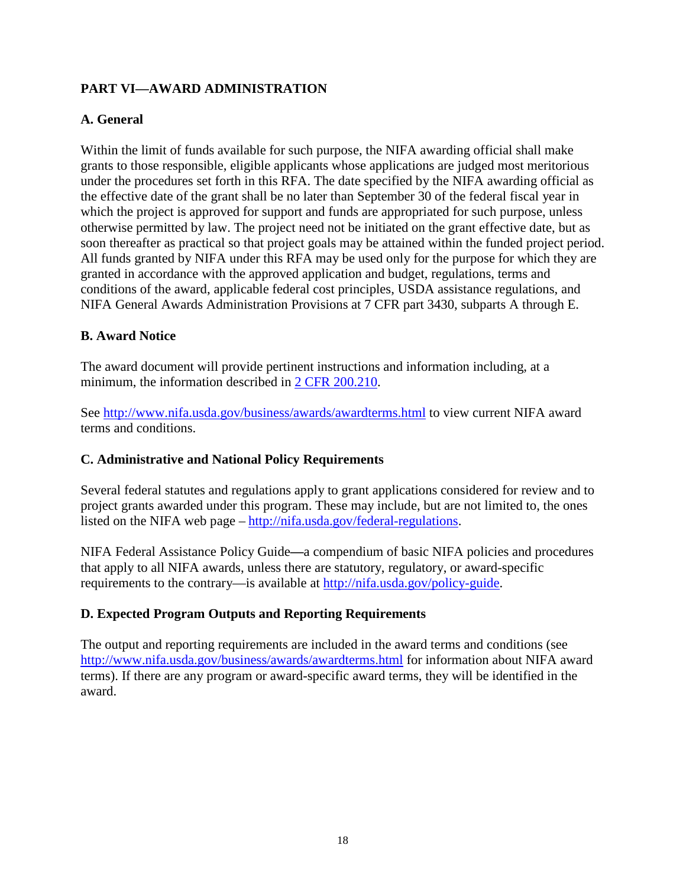## PART VI—AWARD ADMINISTRATION

### A. General

Within the limit of funds available for such purpose, the NIFA awarding official shall make grants to those responsible, eligible applicants whose applications are judged most meritorious under the procedures set forth in this RFA. The date specified by the NIFA awarding official as the effective date of the grant shall be no later than September 30 of the federal fiscal year in which the project is approved for support and funds are appropriated for such purpose, unless otherwise permitted by law. The project need not be initiated on the grant effective date, but as soon thereafter as practical so that project goals may be attained within the funded project period. All funds granted by NIFA under this RFA may be used only for the purpose for which they are granted in accordance with the approved application and budget, regulations, terms and conditions of the award, applicable federal cost principles, USDA assistance regulations, and NIFA General Awards Administration Provisions at 7 CFR part 3430, subparts A through E.

### B. Award Notice

The award document will provide pertinent instructions and information including, at a minimum, the information described in 2 CFR 200.210.

See http://www.nifa.usda.gov/business/awards/awardterms.html to view current NIFA award terms and conditions.

### C. Administrative and National Policy Requirements

Several federal statutes and regulations apply to grant applications considered for review and to project grants awarded under this program. These may include, but are not limited to, the ones listed on the NIFA web page – http://nifa.usda.gov/federal-regulations.

NIFA Federal Assistance Policy Guide—a compendium of basic NIFA policies and procedures that apply to all NIFA awards, unless there are statutory, regulatory, or award-specific requirements to the contrary—is available at http://nifa.usda.gov/policy-guide.

### D. Expected Program Outputs and Reporting Requirements

The output and reporting requirements are included in the award terms and conditions (see http://www.nifa.usda.gov/business/awards/awardterms.html for information about NIFA award terms). If there are any program or award-specific award terms, they will be identified in the award.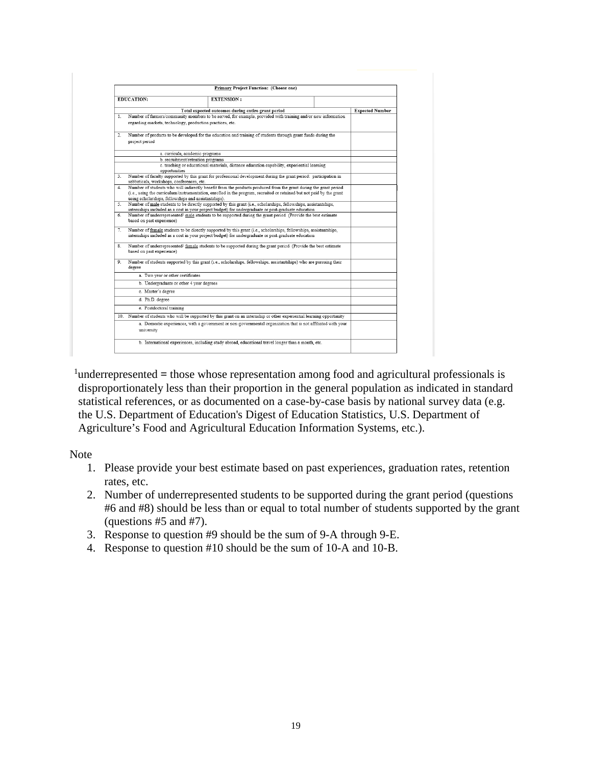| **<u>Primary</u> Project Function: (Choose one)** | | |
|---|---|---|
| **EDUCATION:** | **EXTENSION :** | |
| **Total expected outcomes during entire grant period** | | **Expected Number** |
| 1. Number of farmers/community members to be served, for example, provided with training and/or new information regarding markets, technology, production practices, etc. | | |
| 2. Number of products to be developed for the education and training of students through grant funds during the project period | | |
| a. curricula, academic programs | | |
| b. recruitment/retention programs | | |
| c. teaching or educational materials, distance education capability, experiential learning opportunities | | |
| 3. Number of faculty supported by this grant for professional development during the grant period: participation in sabbaticals, workshops, conferences, etc. | | |
| 4. Number of students who will indirectly benefit from the products produced from the grant during the grant period (i.e., using the curriculum/instrumentation, enrolled in the program, recruited or retained but not paid by the grant using scholarships, fellowships and assistantships). | | |
| 5. Number of <u>male</u> students to be directly supported by this grant (i.e., scholarships, fellowships, assistantships, internships included as a cost in your project budget) for undergraduate or post-graduate education | | |
| 6. Number of underrepresented[1] <u>male</u> students to be supported during the grant period (Provide the best estimate based on past experience) | | |
| 7. Number of <u>female</u> students to be directly supported by this grant (i.e., scholarships, fellowships, assistantships, internships included as a cost in your project budget) for undergraduate or post-graduate education | | |
| 8. Number of underrepresented[1] <u>female</u> students to be supported during the grant period (Provide the best estimate based on past experience) | | |
| 9. Number of students supported by this grant (i.e., scholarships, fellowships, assistantships) who are pursuing their degree | | |
| a. Two year or other certificates | | |
| b. Undergraduate or other 4 year degrees | | |
| c. Master's degree | | |
| d. Ph.D. degree | | |
| e. Postdoctoral training | | |
| 10. Number of students who will be supported by this grant on an internship or other experiential learning opportunity | | |
| a. Domestic experiences, with a government or non-governmental organization that is not affiliated with your university | | |
| b. International experiences, including study abroad, educational travel longer than a month, etc. | | |

[1]underrepresented = those whose representation among food and agricultural professionals is disproportionately less than their proportion in the general population as indicated in standard statistical references, or as documented on a case-by-case basis by national survey data (e.g. the U.S. Department of Education's Digest of Education Statistics, U.S. Department of Agriculture's Food and Agricultural Education Information Systems, etc.).

Note

1. Please provide your best estimate based on past experiences, graduation rates, retention rates, etc.
2. Number of underrepresented students to be supported during the grant period (questions #6 and #8) should be less than or equal to total number of students supported by the grant (questions #5 and #7).
3. Response to question #9 should be the sum of 9-A through 9-E.
4. Response to question #10 should be the sum of 10-A and 10-B.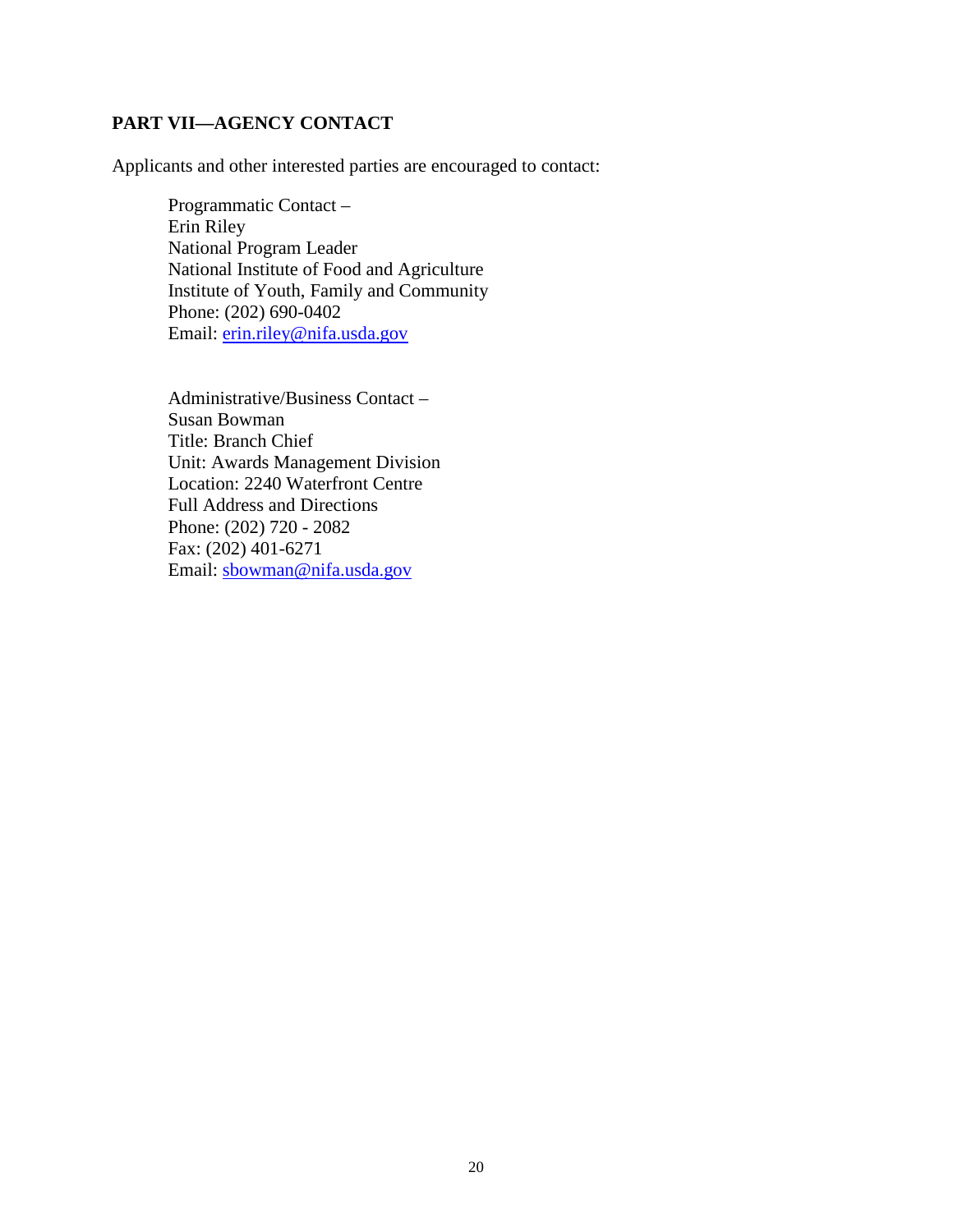## PART VII—AGENCY CONTACT

Applicants and other interested parties are encouraged to contact:

Programmatic Contact –
Erin Riley
National Program Leader
National Institute of Food and Agriculture
Institute of Youth, Family and Community
Phone: (202) 690-0402
Email: erin.riley@nifa.usda.gov

Administrative/Business Contact –
Susan Bowman
Title: Branch Chief
Unit: Awards Management Division
Location: 2240 Waterfront Centre
Full Address and Directions
Phone: (202) 720 - 2082
Fax: (202) 401-6271
Email: sbowman@nifa.usda.gov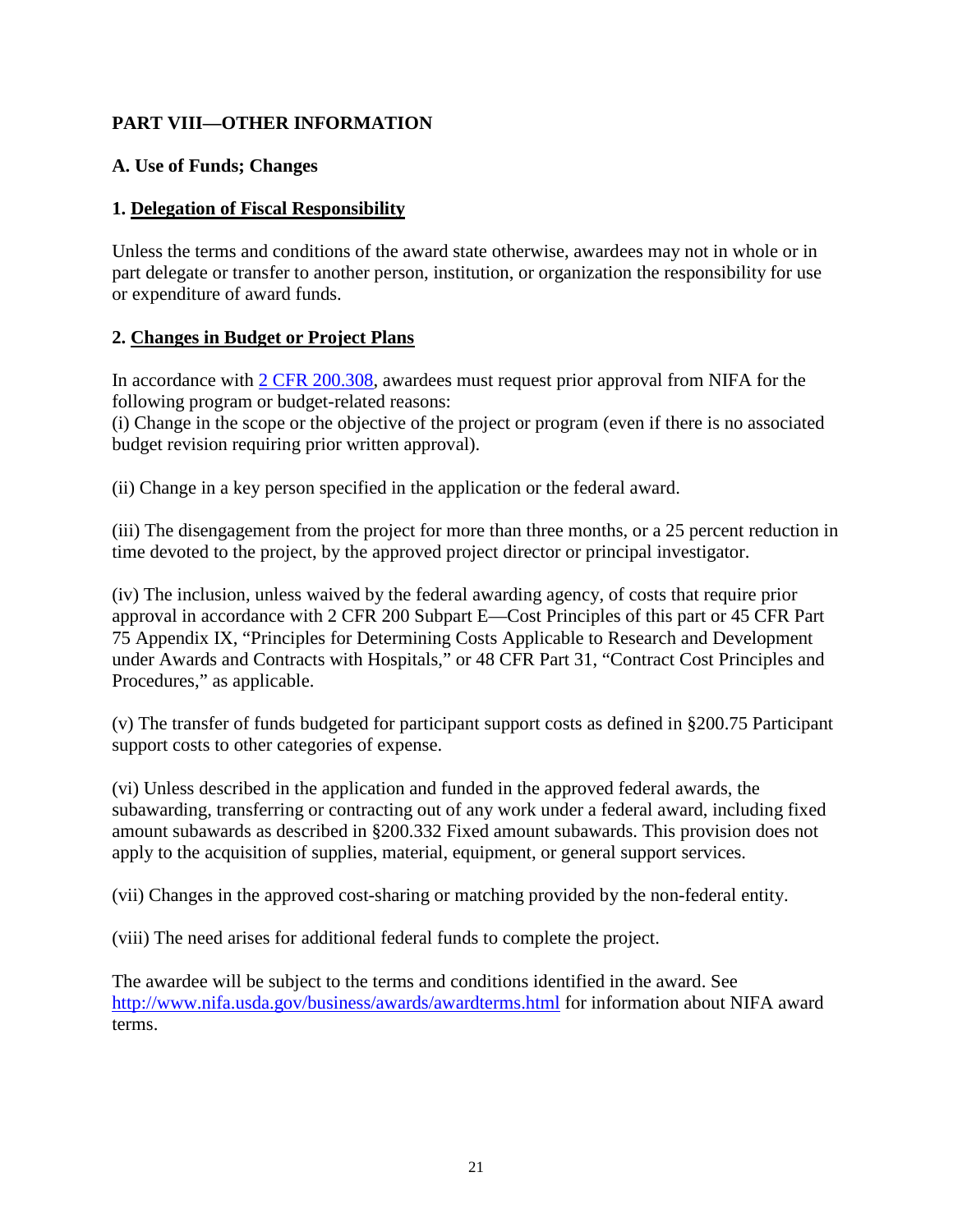## PART VIII—OTHER INFORMATION

### A. Use of Funds; Changes

#### 1. Delegation of Fiscal Responsibility

Unless the terms and conditions of the award state otherwise, awardees may not in whole or in part delegate or transfer to another person, institution, or organization the responsibility for use or expenditure of award funds.

#### 2. Changes in Budget or Project Plans

In accordance with [2 CFR 200.308](https://www.ecfr.gov/), awardees must request prior approval from NIFA for the following program or budget-related reasons:
(i) Change in the scope or the objective of the project or program (even if there is no associated budget revision requiring prior written approval).

(ii) Change in a key person specified in the application or the federal award.

(iii) The disengagement from the project for more than three months, or a 25 percent reduction in time devoted to the project, by the approved project director or principal investigator.

(iv) The inclusion, unless waived by the federal awarding agency, of costs that require prior approval in accordance with 2 CFR 200 Subpart E—Cost Principles of this part or 45 CFR Part 75 Appendix IX, "Principles for Determining Costs Applicable to Research and Development under Awards and Contracts with Hospitals," or 48 CFR Part 31, "Contract Cost Principles and Procedures," as applicable.

(v) The transfer of funds budgeted for participant support costs as defined in §200.75 Participant support costs to other categories of expense.

(vi) Unless described in the application and funded in the approved federal awards, the subawarding, transferring or contracting out of any work under a federal award, including fixed amount subawards as described in §200.332 Fixed amount subawards. This provision does not apply to the acquisition of supplies, material, equipment, or general support services.

(vii) Changes in the approved cost-sharing or matching provided by the non-federal entity.

(viii) The need arises for additional federal funds to complete the project.

The awardee will be subject to the terms and conditions identified in the award. See [http://www.nifa.usda.gov/business/awards/awardterms.html](http://www.nifa.usda.gov/business/awards/awardterms.html) for information about NIFA award terms.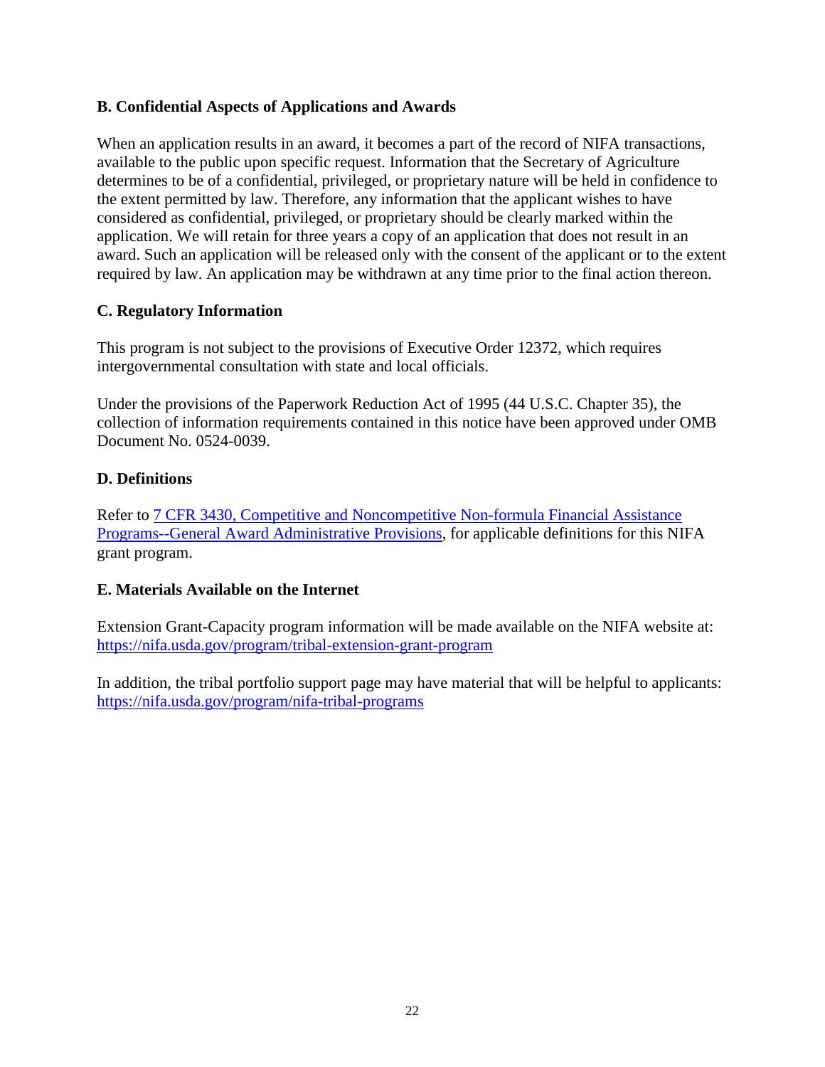### B. Confidential Aspects of Applications and Awards

When an application results in an award, it becomes a part of the record of NIFA transactions, available to the public upon specific request. Information that the Secretary of Agriculture determines to be of a confidential, privileged, or proprietary nature will be held in confidence to the extent permitted by law. Therefore, any information that the applicant wishes to have considered as confidential, privileged, or proprietary should be clearly marked within the application. We will retain for three years a copy of an application that does not result in an award. Such an application will be released only with the consent of the applicant or to the extent required by law. An application may be withdrawn at any time prior to the final action thereon.

### C. Regulatory Information

This program is not subject to the provisions of Executive Order 12372, which requires intergovernmental consultation with state and local officials.

Under the provisions of the Paperwork Reduction Act of 1995 (44 U.S.C. Chapter 35), the collection of information requirements contained in this notice have been approved under OMB Document No. 0524-0039.

### D. Definitions

Refer to [7 CFR 3430, Competitive and Noncompetitive Non-formula Financial Assistance Programs--General Award Administrative Provisions](), for applicable definitions for this NIFA grant program.

### E. Materials Available on the Internet

Extension Grant-Capacity program information will be made available on the NIFA website at: [https://nifa.usda.gov/program/tribal-extension-grant-program](https://nifa.usda.gov/program/tribal-extension-grant-program)

In addition, the tribal portfolio support page may have material that will be helpful to applicants: [https://nifa.usda.gov/program/nifa-tribal-programs](https://nifa.usda.gov/program/nifa-tribal-programs)